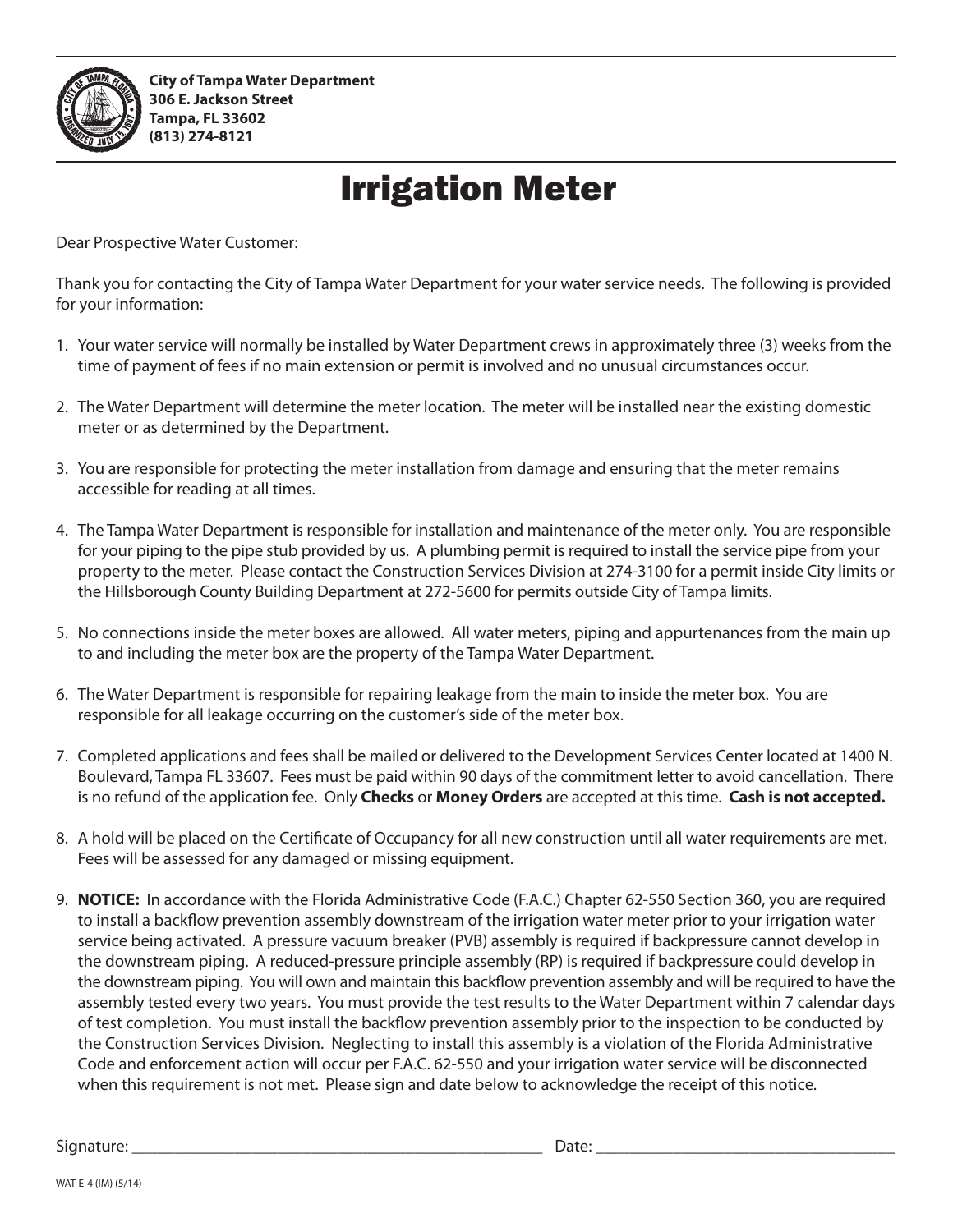**City of Tampa Water Department**
**306 E. Jackson Street**
**Tampa, FL 33602**
**(813) 274-8121**

# Irrigation Meter

Dear Prospective Water Customer:

Thank you for contacting the City of Tampa Water Department for your water service needs. The following is provided for your information:

1. Your water service will normally be installed by Water Department crews in approximately three (3) weeks from the time of payment of fees if no main extension or permit is involved and no unusual circumstances occur.

2. The Water Department will determine the meter location. The meter will be installed near the existing domestic meter or as determined by the Department.

3. You are responsible for protecting the meter installation from damage and ensuring that the meter remains accessible for reading at all times.

4. The Tampa Water Department is responsible for installation and maintenance of the meter only. You are responsible for your piping to the pipe stub provided by us. A plumbing permit is required to install the service pipe from your property to the meter. Please contact the Construction Services Division at 274-3100 for a permit inside City limits or the Hillsborough County Building Department at 272-5600 for permits outside City of Tampa limits.

5. No connections inside the meter boxes are allowed. All water meters, piping and appurtenances from the main up to and including the meter box are the property of the Tampa Water Department.

6. The Water Department is responsible for repairing leakage from the main to inside the meter box. You are responsible for all leakage occurring on the customer's side of the meter box.

7. Completed applications and fees shall be mailed or delivered to the Development Services Center located at 1400 N. Boulevard, Tampa FL 33607. Fees must be paid within 90 days of the commitment letter to avoid cancellation. There is no refund of the application fee. Only **Checks** or **Money Orders** are accepted at this time. **Cash is not accepted.**

8. A hold will be placed on the Certificate of Occupancy for all new construction until all water requirements are met. Fees will be assessed for any damaged or missing equipment.

9. **NOTICE:** In accordance with the Florida Administrative Code (F.A.C.) Chapter 62-550 Section 360, you are required to install a backflow prevention assembly downstream of the irrigation water meter prior to your irrigation water service being activated. A pressure vacuum breaker (PVB) assembly is required if backpressure cannot develop in the downstream piping. A reduced-pressure principle assembly (RP) is required if backpressure could develop in the downstream piping. You will own and maintain this backflow prevention assembly and will be required to have the assembly tested every two years. You must provide the test results to the Water Department within 7 calendar days of test completion. You must install the backflow prevention assembly prior to the inspection to be conducted by the Construction Services Division. Neglecting to install this assembly is a violation of the Florida Administrative Code and enforcement action will occur per F.A.C. 62-550 and your irrigation water service will be disconnected when this requirement is not met. Please sign and date below to acknowledge the receipt of this notice.

Signature: ____________________________________________ Date: ________________________________

WAT-E-4 (IM) (5/14)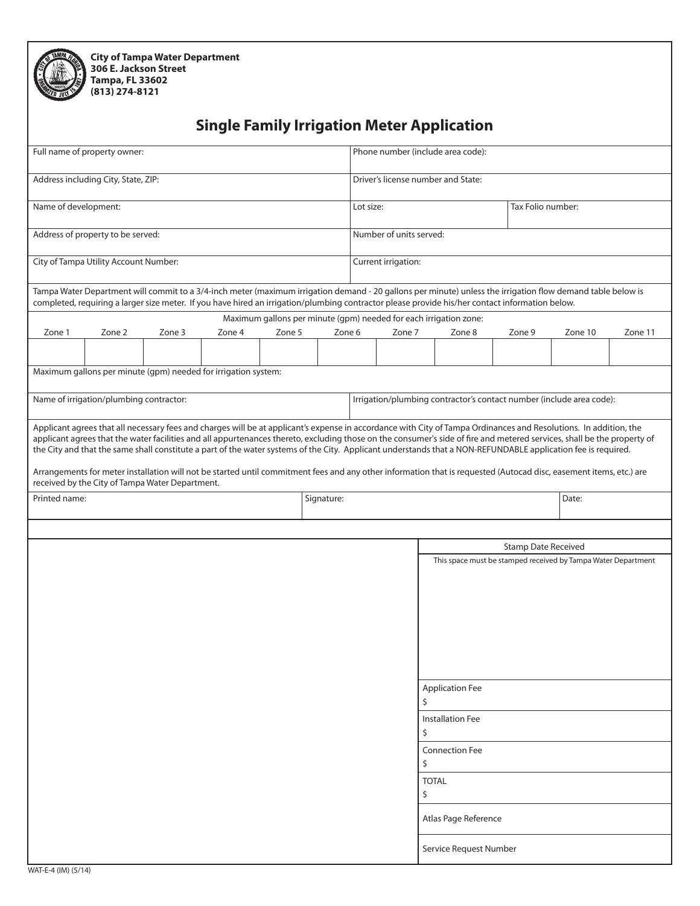**City of Tampa Water Department**
**306 E. Jackson Street**
**Tampa, FL 33602**
**(813) 274-8121**

# Single Family Irrigation Meter Application

| | |
|---|---|
| Full name of property owner: | Phone number (include area code): |
| Address including City, State, ZIP: | Driver's license number and State: |
| Name of development: | Lot size: / Tax Folio number: |
| Address of property to be served: | Number of units served: |
| City of Tampa Utility Account Number: | Current irrigation: |

Tampa Water Department will commit to a 3/4-inch meter (maximum irrigation demand - 20 gallons per minute) unless the irrigation flow demand table below is completed, requiring a larger size meter. If you have hired an irrigation/plumbing contractor please provide his/her contact information below.

Maximum gallons per minute (gpm) needed for each irrigation zone:

| Zone 1 | Zone 2 | Zone 3 | Zone 4 | Zone 5 | Zone 6 | Zone 7 | Zone 8 | Zone 9 | Zone 10 | Zone 11 |
|---|---|---|---|---|---|---|---|---|---|---|
| | | | | | | | | | | |

Maximum gallons per minute (gpm) needed for irrigation system:

| | |
|---|---|
| Name of irrigation/plumbing contractor: | Irrigation/plumbing contractor's contact number (include area code): |

Applicant agrees that all necessary fees and charges will be at applicant's expense in accordance with City of Tampa Ordinances and Resolutions. In addition, the applicant agrees that the water facilities and all appurtenances thereto, excluding those on the consumer's side of fire and metered services, shall be the property of the City and that the same shall constitute a part of the water systems of the City. Applicant understands that a NON-REFUNDABLE application fee is required.

Arrangements for meter installation will not be started until commitment fees and any other information that is requested (Autocad disc, easement items, etc.) are received by the City of Tampa Water Department.

| Printed name: | Signature: | Date: |
|---|---|---|
| | | |

Stamp Date Received

This space must be stamped received by Tampa Water Department

Application Fee
$

Installation Fee
$

Connection Fee
$

TOTAL
$

Atlas Page Reference

Service Request Number

WAT-E-4 (IM) (5/14)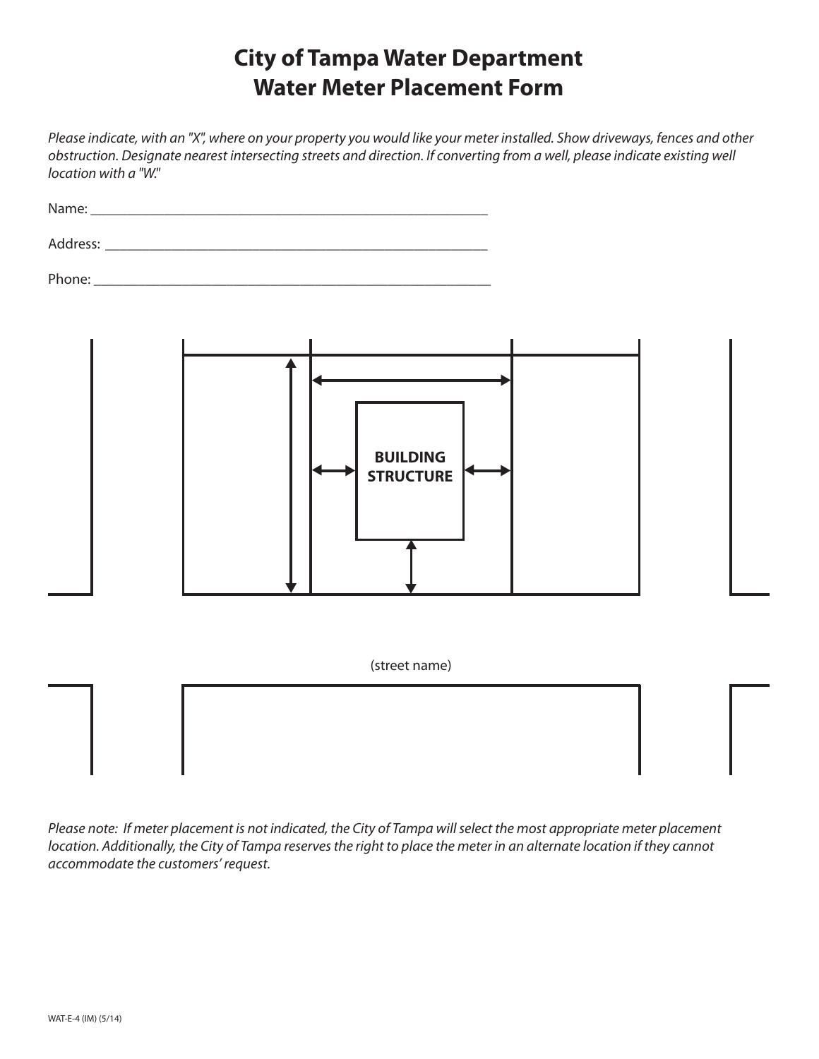# City of Tampa Water Department
# Water Meter Placement Form

*Please indicate, with an "X", where on your property you would like your meter installed. Show driveways, fences and other obstruction. Designate nearest intersecting streets and direction. If converting from a well, please indicate existing well location with a "W."*

Name: ___________________________________________________________

Address: _________________________________________________________

Phone: ___________________________________________________________

**BUILDING STRUCTURE**

(street name)

*Please note: If meter placement is not indicated, the City of Tampa will select the most appropriate meter placement location. Additionally, the City of Tampa reserves the right to place the meter in an alternate location if they cannot accommodate the customers' request.*

WAT-E-4 (IM) (5/14)